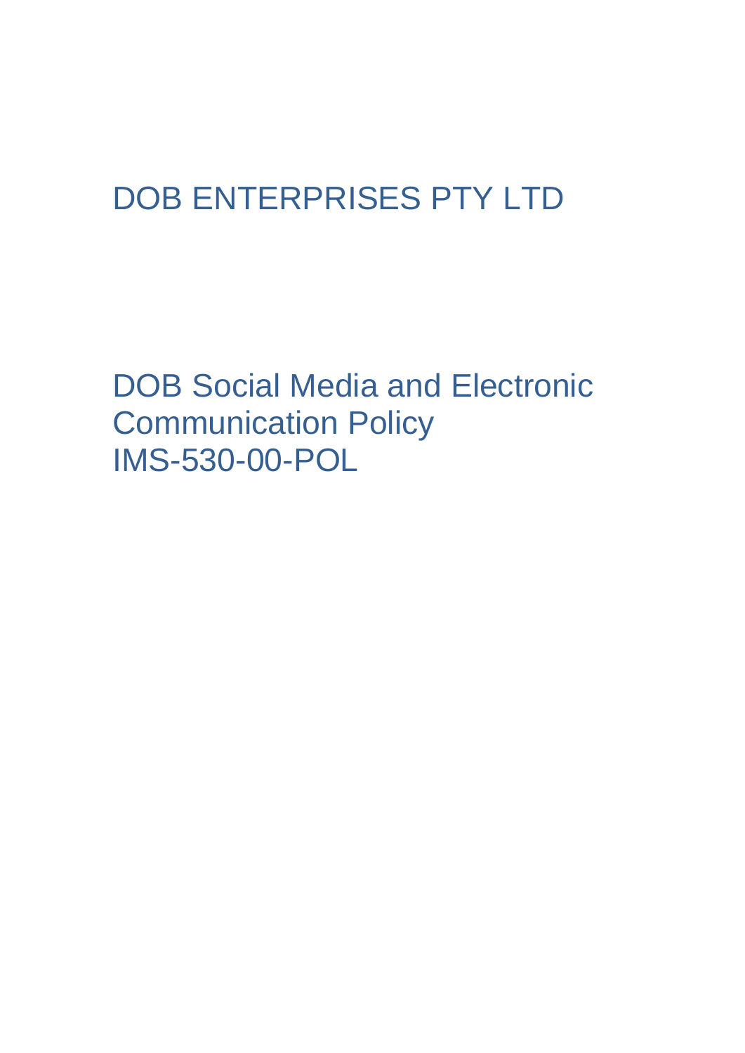# DOB ENTERPRISES PTY LTD

# DOB Social Media and Electronic Communication Policy IMS-530-00-POL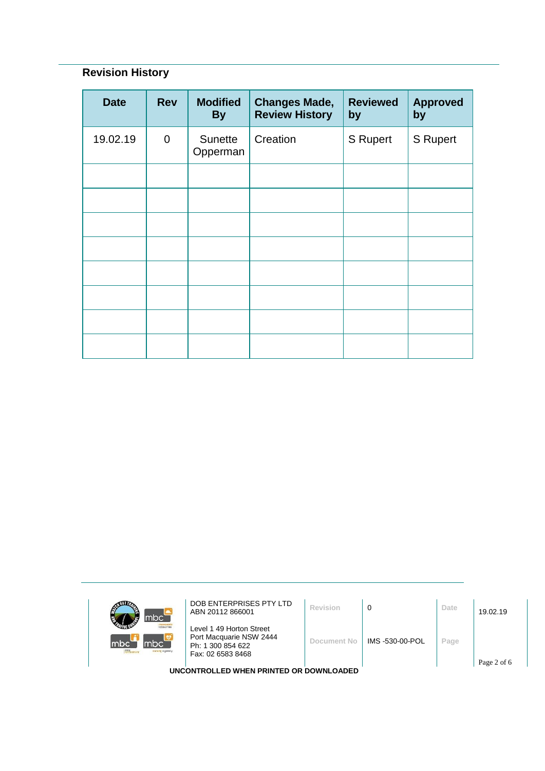## Revision History

| Date | Rev | Modified By | Changes Made, Review History | Reviewed by | Approved by |
|---|---|---|---|---|---|
| 19.02.19 | 0 | Sunette Opperman | Creation | S Rupert | S Rupert |
| | | | | | |
| | | | | | |
| | | | | | |
| | | | | | |
| | | | | | |
| | | | | | |
| | | | | | |
| | | | | | |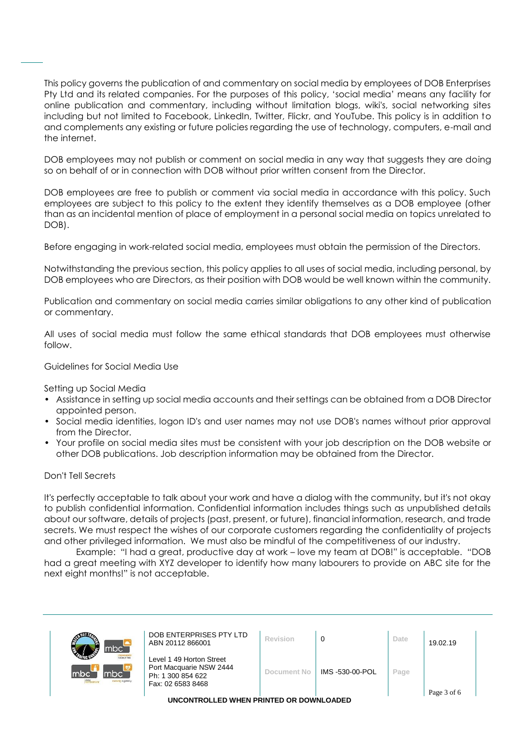This policy governs the publication of and commentary on social media by employees of DOB Enterprises Pty Ltd and its related companies. For the purposes of this policy, 'social media' means any facility for online publication and commentary, including without limitation blogs, wiki's, social networking sites including but not limited to Facebook, LinkedIn, Twitter, Flickr, and YouTube. This policy is in addition to and complements any existing or future policies regarding the use of technology, computers, e-mail and the internet.

DOB employees may not publish or comment on social media in any way that suggests they are doing so on behalf of or in connection with DOB without prior written consent from the Director.

DOB employees are free to publish or comment via social media in accordance with this policy. Such employees are subject to this policy to the extent they identify themselves as a DOB employee (other than as an incidental mention of place of employment in a personal social media on topics unrelated to DOB).

Before engaging in work-related social media, employees must obtain the permission of the Directors.

Notwithstanding the previous section, this policy applies to all uses of social media, including personal, by DOB employees who are Directors, as their position with DOB would be well known within the community.

Publication and commentary on social media carries similar obligations to any other kind of publication or commentary.

All uses of social media must follow the same ethical standards that DOB employees must otherwise follow.

Guidelines for Social Media Use

Setting up Social Media

- Assistance in setting up social media accounts and their settings can be obtained from a DOB Director appointed person.
- Social media identities, logon ID's and user names may not use DOB's names without prior approval from the Director.
- Your profile on social media sites must be consistent with your job description on the DOB website or other DOB publications. Job description information may be obtained from the Director.

Don't Tell Secrets

It's perfectly acceptable to talk about your work and have a dialog with the community, but it's not okay to publish confidential information. Confidential information includes things such as unpublished details about our software, details of projects (past, present, or future), financial information, research, and trade secrets. We must respect the wishes of our corporate customers regarding the confidentiality of projects and other privileged information. We must also be mindful of the competitiveness of our industry.

Example: "I had a great, productive day at work – love my team at DOB!" is acceptable. "DOB had a great meeting with XYZ developer to identify how many labourers to provide on ABC site for the next eight months!" is not acceptable.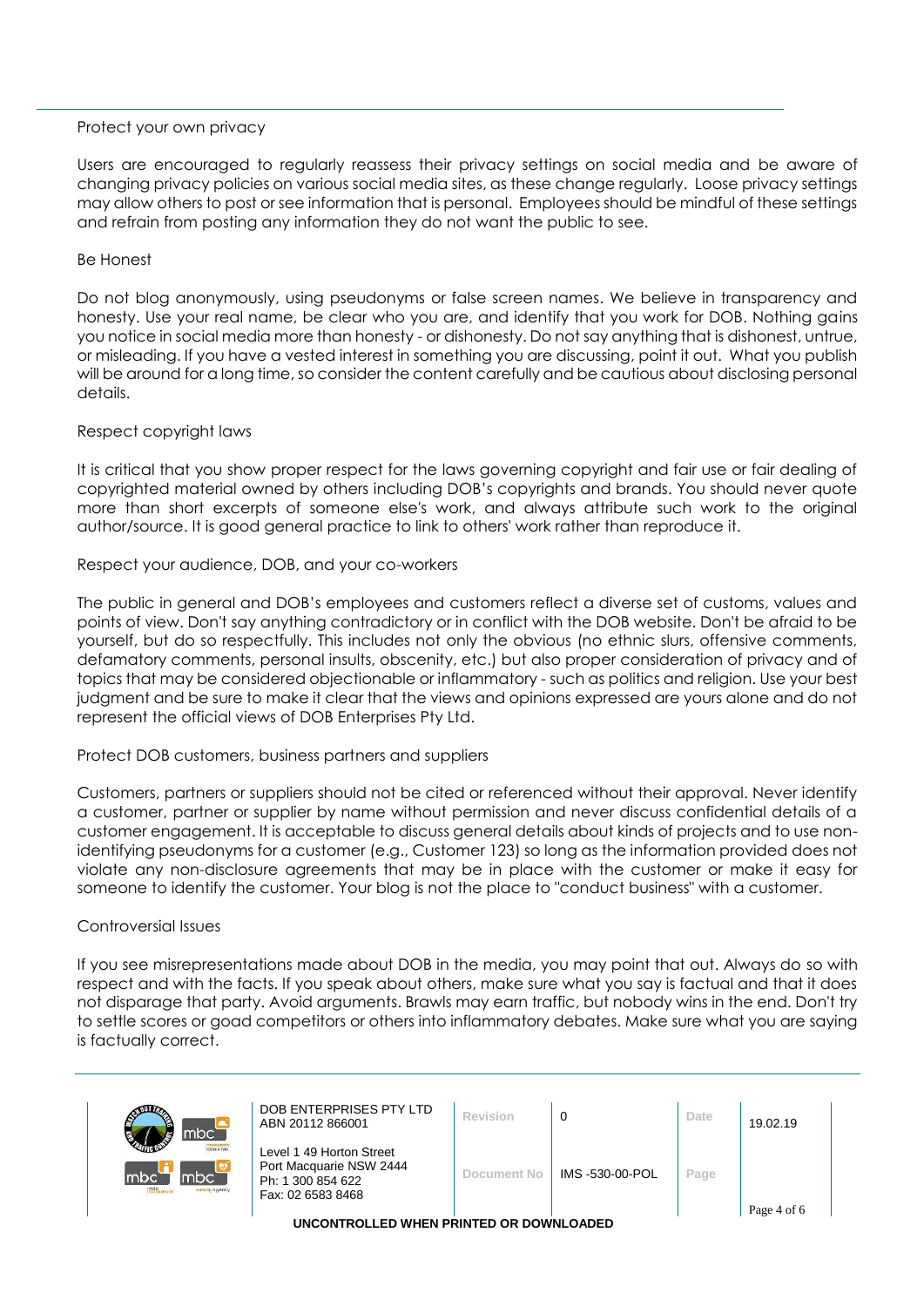### Protect your own privacy

Users are encouraged to regularly reassess their privacy settings on social media and be aware of changing privacy policies on various social media sites, as these change regularly. Loose privacy settings may allow others to post or see information that is personal. Employees should be mindful of these settings and refrain from posting any information they do not want the public to see.

### Be Honest

Do not blog anonymously, using pseudonyms or false screen names. We believe in transparency and honesty. Use your real name, be clear who you are, and identify that you work for DOB. Nothing gains you notice in social media more than honesty - or dishonesty. Do not say anything that is dishonest, untrue, or misleading. If you have a vested interest in something you are discussing, point it out. What you publish will be around for a long time, so consider the content carefully and be cautious about disclosing personal details.

### Respect copyright laws

It is critical that you show proper respect for the laws governing copyright and fair use or fair dealing of copyrighted material owned by others including DOB's copyrights and brands. You should never quote more than short excerpts of someone else's work, and always attribute such work to the original author/source. It is good general practice to link to others' work rather than reproduce it.

### Respect your audience, DOB, and your co-workers

The public in general and DOB's employees and customers reflect a diverse set of customs, values and points of view. Don't say anything contradictory or in conflict with the DOB website. Don't be afraid to be yourself, but do so respectfully. This includes not only the obvious (no ethnic slurs, offensive comments, defamatory comments, personal insults, obscenity, etc.) but also proper consideration of privacy and of topics that may be considered objectionable or inflammatory - such as politics and religion. Use your best judgment and be sure to make it clear that the views and opinions expressed are yours alone and do not represent the official views of DOB Enterprises Pty Ltd.

### Protect DOB customers, business partners and suppliers

Customers, partners or suppliers should not be cited or referenced without their approval. Never identify a customer, partner or supplier by name without permission and never discuss confidential details of a customer engagement. It is acceptable to discuss general details about kinds of projects and to use non-identifying pseudonyms for a customer (e.g., Customer 123) so long as the information provided does not violate any non-disclosure agreements that may be in place with the customer or make it easy for someone to identify the customer. Your blog is not the place to "conduct business" with a customer.

### Controversial Issues

If you see misrepresentations made about DOB in the media, you may point that out. Always do so with respect and with the facts. If you speak about others, make sure what you say is factual and that it does not disparage that party. Avoid arguments. Brawls may earn traffic, but nobody wins in the end. Don't try to settle scores or goad competitors or others into inflammatory debates. Make sure what you are saying is factually correct.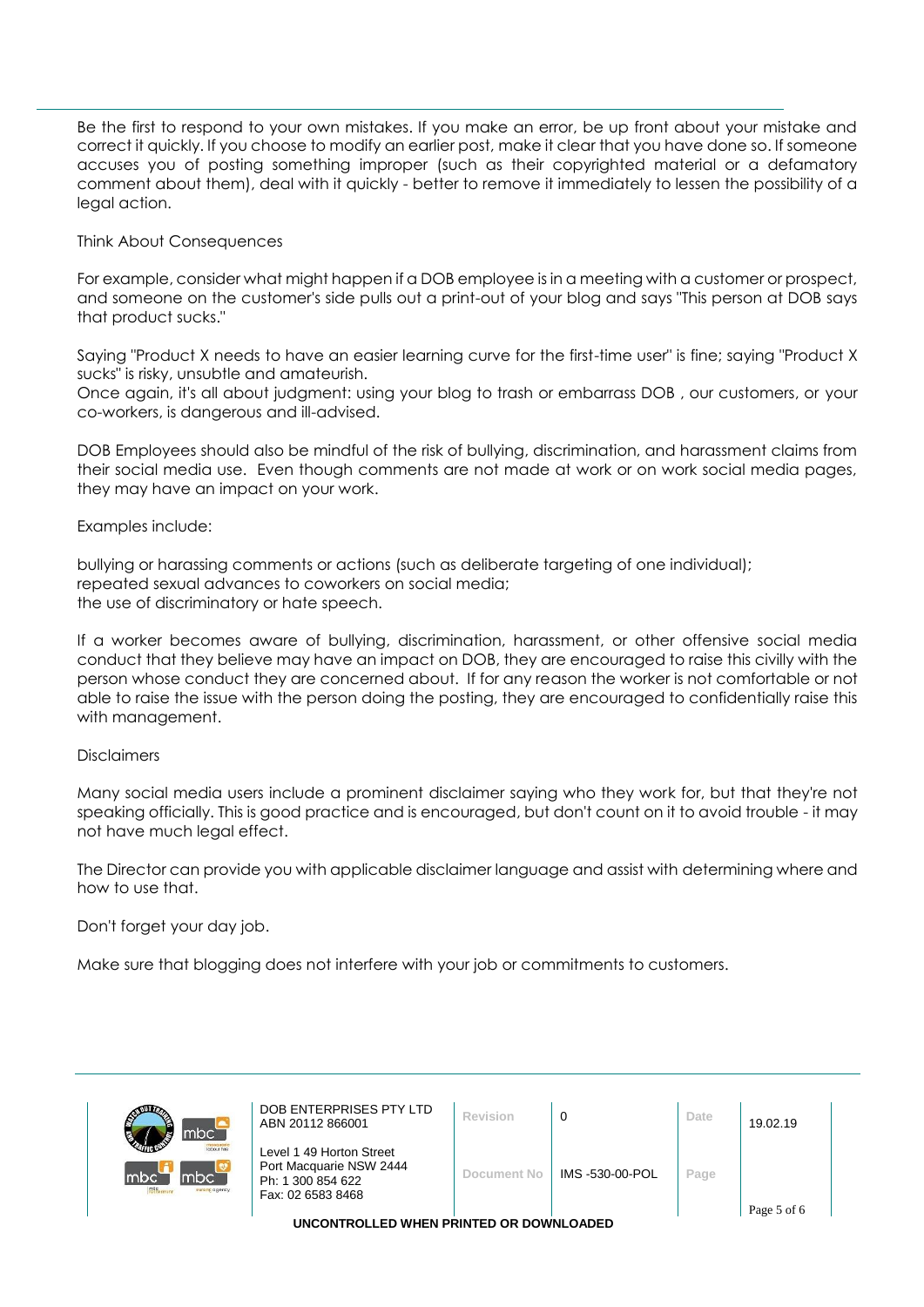Be the first to respond to your own mistakes. If you make an error, be up front about your mistake and correct it quickly. If you choose to modify an earlier post, make it clear that you have done so. If someone accuses you of posting something improper (such as their copyrighted material or a defamatory comment about them), deal with it quickly - better to remove it immediately to lessen the possibility of a legal action.

## Think About Consequences

For example, consider what might happen if a DOB employee is in a meeting with a customer or prospect, and someone on the customer's side pulls out a print-out of your blog and says "This person at DOB says that product sucks."

Saying "Product X needs to have an easier learning curve for the first-time user" is fine; saying "Product X sucks" is risky, unsubtle and amateurish.

Once again, it's all about judgment: using your blog to trash or embarrass DOB , our customers, or your co-workers, is dangerous and ill-advised.

DOB Employees should also be mindful of the risk of bullying, discrimination, and harassment claims from their social media use. Even though comments are not made at work or on work social media pages, they may have an impact on your work.

Examples include:

bullying or harassing comments or actions (such as deliberate targeting of one individual);
repeated sexual advances to coworkers on social media;
the use of discriminatory or hate speech.

If a worker becomes aware of bullying, discrimination, harassment, or other offensive social media conduct that they believe may have an impact on DOB, they are encouraged to raise this civilly with the person whose conduct they are concerned about. If for any reason the worker is not comfortable or not able to raise the issue with the person doing the posting, they are encouraged to confidentially raise this with management.

## Disclaimers

Many social media users include a prominent disclaimer saying who they work for, but that they're not speaking officially. This is good practice and is encouraged, but don't count on it to avoid trouble - it may not have much legal effect.

The Director can provide you with applicable disclaimer language and assist with determining where and how to use that.

## Don't forget your day job.

Make sure that blogging does not interfere with your job or commitments to customers.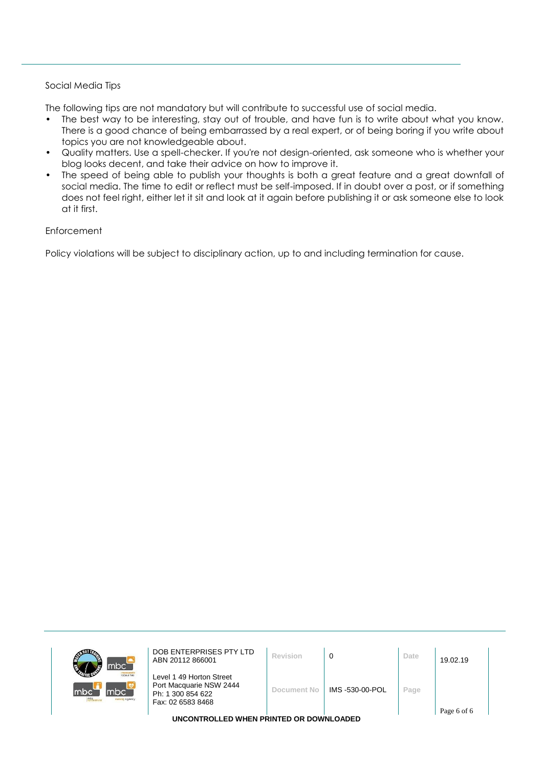## Social Media Tips

The following tips are not mandatory but will contribute to successful use of social media.

- The best way to be interesting, stay out of trouble, and have fun is to write about what you know. There is a good chance of being embarrassed by a real expert, or of being boring if you write about topics you are not knowledgeable about.
- Quality matters. Use a spell-checker. If you're not design-oriented, ask someone who is whether your blog looks decent, and take their advice on how to improve it.
- The speed of being able to publish your thoughts is both a great feature and a great downfall of social media. The time to edit or reflect must be self-imposed. If in doubt over a post, or if something does not feel right, either let it sit and look at it again before publishing it or ask someone else to look at it first.

## Enforcement

Policy violations will be subject to disciplinary action, up to and including termination for cause.